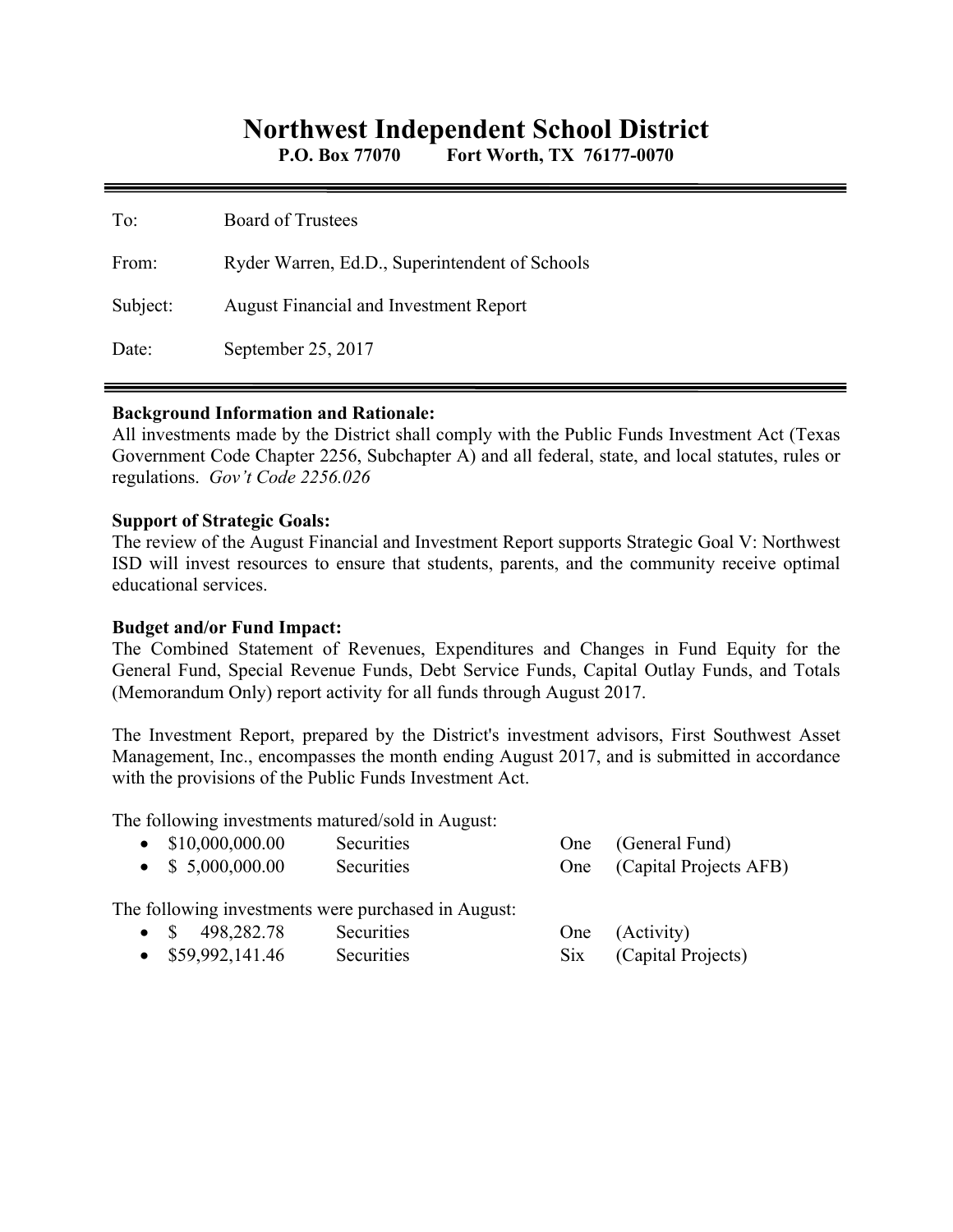# Northwest Independent School District

**P.O. Box 77070 Fort Worth, TX 76177-0070**

---

| | |
|---|---|
| To: | Board of Trustees |
| From: | Ryder Warren, Ed.D., Superintendent of Schools |
| Subject: | August Financial and Investment Report |
| Date: | September 25, 2017 |

---

**Background Information and Rationale:**
All investments made by the District shall comply with the Public Funds Investment Act (Texas Government Code Chapter 2256, Subchapter A) and all federal, state, and local statutes, rules or regulations. *Gov't Code 2256.026*

**Support of Strategic Goals:**
The review of the August Financial and Investment Report supports Strategic Goal V: Northwest ISD will invest resources to ensure that students, parents, and the community receive optimal educational services.

**Budget and/or Fund Impact:**
The Combined Statement of Revenues, Expenditures and Changes in Fund Equity for the General Fund, Special Revenue Funds, Debt Service Funds, Capital Outlay Funds, and Totals (Memorandum Only) report activity for all funds through August 2017.

The Investment Report, prepared by the District's investment advisors, First Southwest Asset Management, Inc., encompasses the month ending August 2017, and is submitted in accordance with the provisions of the Public Funds Investment Act.

The following investments matured/sold in August:

- $10,000,000.00 Securities One (General Fund)
- $ 5,000,000.00 Securities One (Capital Projects AFB)

The following investments were purchased in August:

- $ 498,282.78 Securities One (Activity)
- $59,992,141.46 Securities Six (Capital Projects)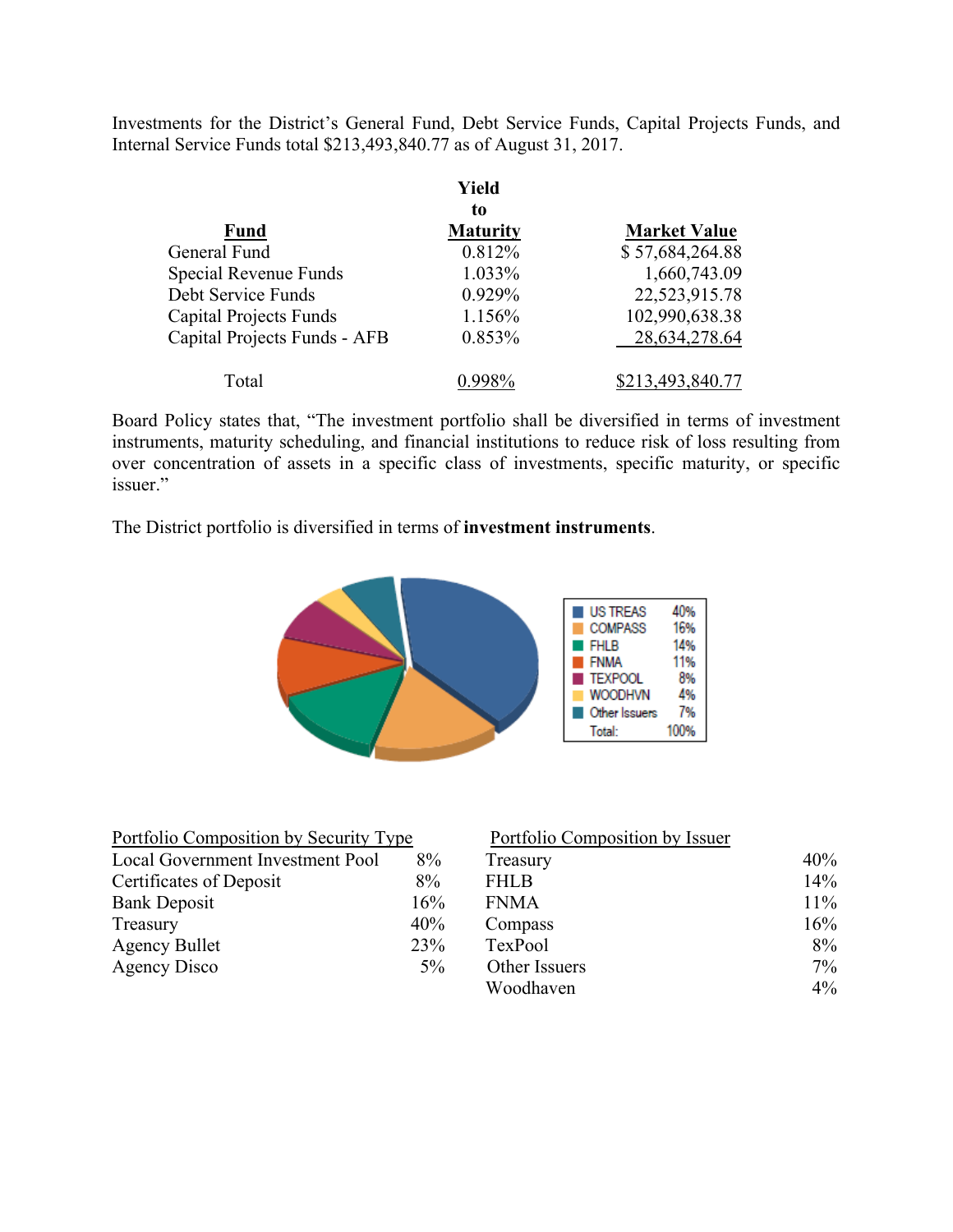Investments for the District's General Fund, Debt Service Funds, Capital Projects Funds, and Internal Service Funds total $213,493,840.77 as of August 31, 2017.

| Fund | Yield to Maturity | Market Value |
|---|---|---|
| General Fund | 0.812% | $ 57,684,264.88 |
| Special Revenue Funds | 1.033% | 1,660,743.09 |
| Debt Service Funds | 0.929% | 22,523,915.78 |
| Capital Projects Funds | 1.156% | 102,990,638.38 |
| Capital Projects Funds - AFB | 0.853% | 28,634,278.64 |
| Total | 0.998% | $213,493,840.77 |

Board Policy states that, "The investment portfolio shall be diversified in terms of investment instruments, maturity scheduling, and financial institutions to reduce risk of loss resulting from over concentration of assets in a specific class of investments, specific maturity, or specific issuer."

The District portfolio is diversified in terms of **investment instruments**.

| | |
|---|---|
| US TREAS | 40% |
| COMPASS | 16% |
| FHLB | 14% |
| FNMA | 11% |
| TEXPOOL | 8% |
| WOODHVN | 4% |
| Other Issuers | 7% |
| Total: | 100% |

| Portfolio Composition by Security Type | |
|---|---|
| Local Government Investment Pool | 8% |
| Certificates of Deposit | 8% |
| Bank Deposit | 16% |
| Treasury | 40% |
| Agency Bullet | 23% |
| Agency Disco | 5% |

| Portfolio Composition by Issuer | |
|---|---|
| Treasury | 40% |
| FHLB | 14% |
| FNMA | 11% |
| Compass | 16% |
| TexPool | 8% |
| Other Issuers | 7% |
| Woodhaven | 4% |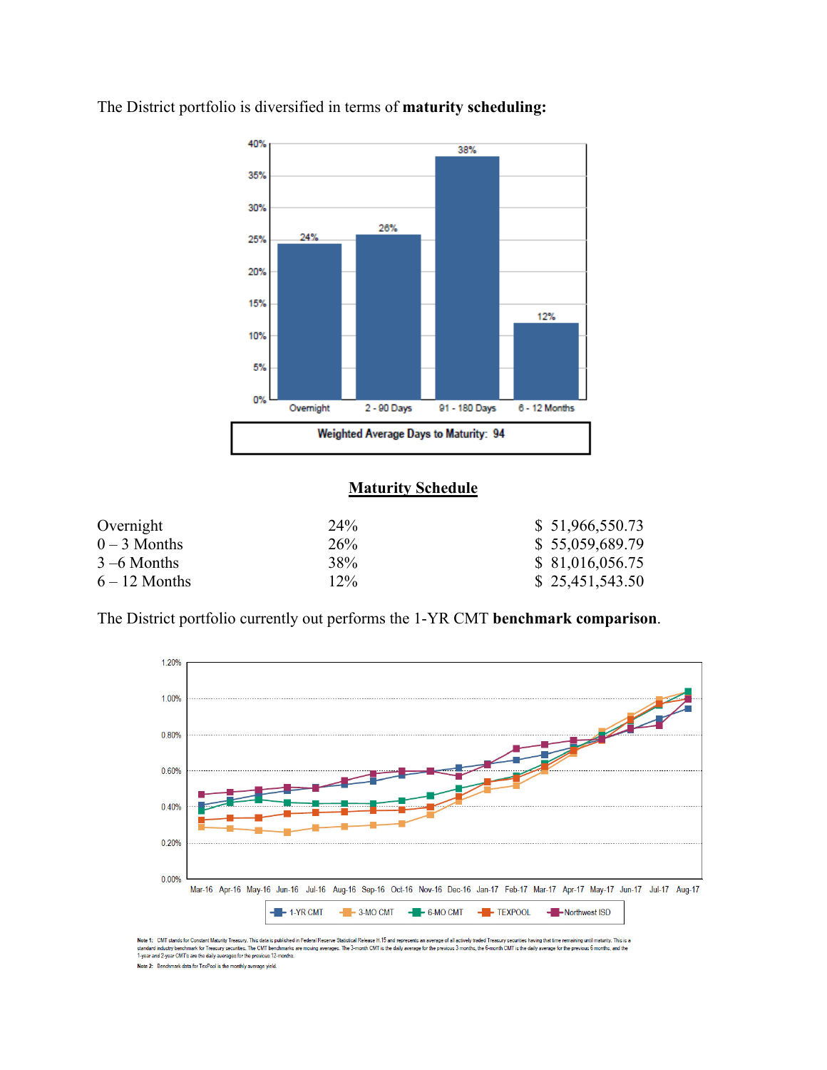The District portfolio is diversified in terms of **maturity scheduling:**

Weighted Average Days to Maturity: 94

## Maturity Schedule

| | | |
|---|---|---|
| Overnight | 24% | $ 51,966,550.73 |
| 0 – 3 Months | 26% | $ 55,059,689.79 |
| 3 –6 Months | 38% | $ 81,016,056.75 |
| 6 – 12 Months | 12% | $ 25,451,543.50 |

The District portfolio currently out performs the 1-YR CMT **benchmark comparison**.

Note 1: CMT stands for Constant Maturity Treasury. This data is published in Federal Reserve Statistical Release H.15 and represents an average of all actively traded Treasury securities having that time remaining until maturity. This is a standard industry benchmark for Treasury securities. The CMT benchmarks are moving averages. The 3-month CMT is the daily average for the previous 3 months, the 6-month CMT is the daily average for the previous 6 months, and the 1-year and 2-year CMT's are the daily averages for the previous 12-months.

Note 2: Benchmark data for TexPool is the monthly average yield.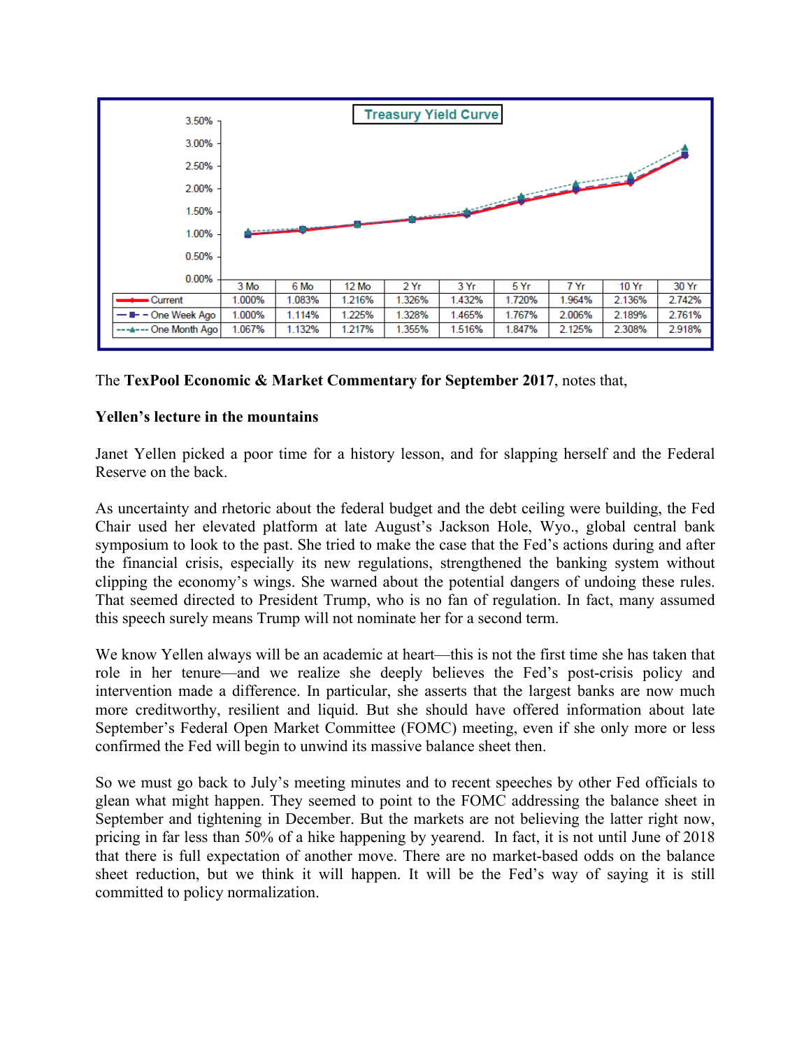## Treasury Yield Curve

| | 3 Mo | 6 Mo | 12 Mo | 2 Yr | 3 Yr | 5 Yr | 7 Yr | 10 Yr | 30 Yr |
|---|---|---|---|---|---|---|---|---|---|
| Current | 1.000% | 1.083% | 1.216% | 1.326% | 1.432% | 1.720% | 1.964% | 2.136% | 2.742% |
| One Week Ago | 1.000% | 1.114% | 1.225% | 1.328% | 1.465% | 1.767% | 2.006% | 2.189% | 2.761% |
| One Month Ago | 1.067% | 1.132% | 1.217% | 1.355% | 1.516% | 1.847% | 2.125% | 2.308% | 2.918% |

The **TexPool Economic & Market Commentary for September 2017**, notes that,

**Yellen's lecture in the mountains**

Janet Yellen picked a poor time for a history lesson, and for slapping herself and the Federal Reserve on the back.

As uncertainty and rhetoric about the federal budget and the debt ceiling were building, the Fed Chair used her elevated platform at late August's Jackson Hole, Wyo., global central bank symposium to look to the past. She tried to make the case that the Fed's actions during and after the financial crisis, especially its new regulations, strengthened the banking system without clipping the economy's wings. She warned about the potential dangers of undoing these rules. That seemed directed to President Trump, who is no fan of regulation. In fact, many assumed this speech surely means Trump will not nominate her for a second term.

We know Yellen always will be an academic at heart—this is not the first time she has taken that role in her tenure—and we realize she deeply believes the Fed's post-crisis policy and intervention made a difference. In particular, she asserts that the largest banks are now much more creditworthy, resilient and liquid. But she should have offered information about late September's Federal Open Market Committee (FOMC) meeting, even if she only more or less confirmed the Fed will begin to unwind its massive balance sheet then.

So we must go back to July's meeting minutes and to recent speeches by other Fed officials to glean what might happen. They seemed to point to the FOMC addressing the balance sheet in September and tightening in December. But the markets are not believing the latter right now, pricing in far less than 50% of a hike happening by yearend. In fact, it is not until June of 2018 that there is full expectation of another move. There are no market-based odds on the balance sheet reduction, but we think it will happen. It will be the Fed's way of saying it is still committed to policy normalization.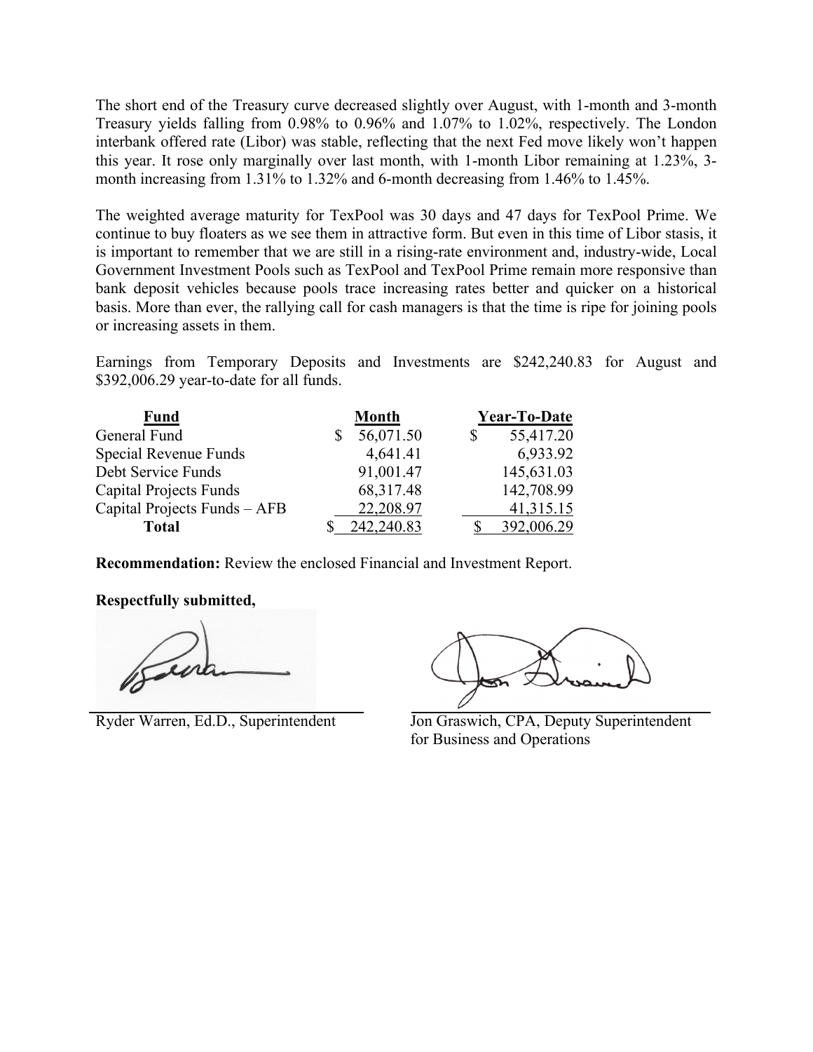The short end of the Treasury curve decreased slightly over August, with 1-month and 3-month Treasury yields falling from 0.98% to 0.96% and 1.07% to 1.02%, respectively. The London interbank offered rate (Libor) was stable, reflecting that the next Fed move likely won't happen this year. It rose only marginally over last month, with 1-month Libor remaining at 1.23%, 3-month increasing from 1.31% to 1.32% and 6-month decreasing from 1.46% to 1.45%.

The weighted average maturity for TexPool was 30 days and 47 days for TexPool Prime. We continue to buy floaters as we see them in attractive form. But even in this time of Libor stasis, it is important to remember that we are still in a rising-rate environment and, industry-wide, Local Government Investment Pools such as TexPool and TexPool Prime remain more responsive than bank deposit vehicles because pools trace increasing rates better and quicker on a historical basis. More than ever, the rallying call for cash managers is that the time is ripe for joining pools or increasing assets in them.

Earnings from Temporary Deposits and Investments are $242,240.83 for August and $392,006.29 year-to-date for all funds.

| Fund | Month | Year-To-Date |
|---|---|---|
| General Fund | $ 56,071.50 | $ 55,417.20 |
| Special Revenue Funds | 4,641.41 | 6,933.92 |
| Debt Service Funds | 91,001.47 | 145,631.03 |
| Capital Projects Funds | 68,317.48 | 142,708.99 |
| Capital Projects Funds – AFB | 22,208.97 | 41,315.15 |
| **Total** | $ 242,240.83 | $ 392,006.29 |

**Recommendation:** Review the enclosed Financial and Investment Report.

**Respectfully submitted,**

Ryder Warren, Ed.D., Superintendent

Jon Graswich, CPA, Deputy Superintendent for Business and Operations